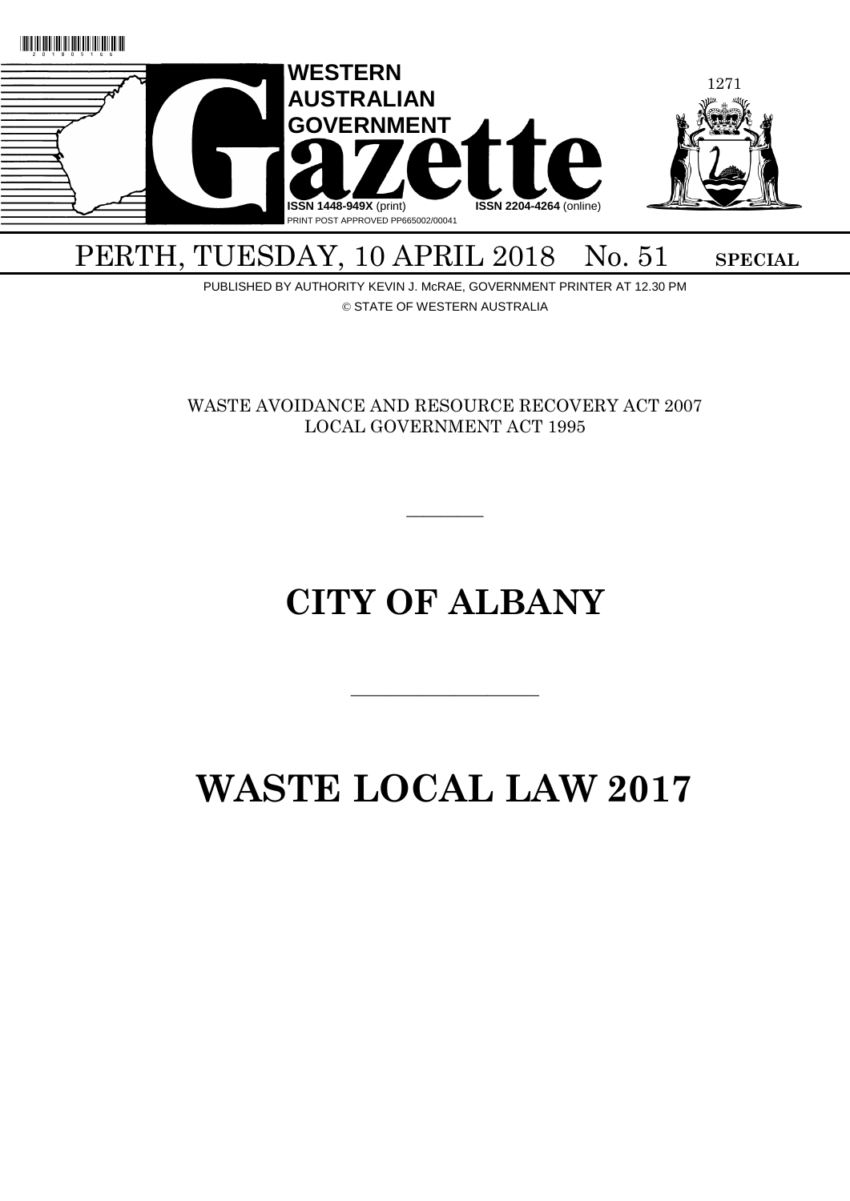# WESTERN AUSTRALIAN GOVERNMENT Gazette

ISSN 1448-949X (print) ISSN 2204-4264 (online)

PRINT POST APPROVED PP665002/00041

PERTH, TUESDAY, 10 APRIL 2018 No. 51 **SPECIAL**

PUBLISHED BY AUTHORITY KEVIN J. McRAE, GOVERNMENT PRINTER AT 12.30 PM

© STATE OF WESTERN AUSTRALIA

WASTE AVOIDANCE AND RESOURCE RECOVERY ACT 2007
LOCAL GOVERNMENT ACT 1995

---

# CITY OF ALBANY

---

# WASTE LOCAL LAW 2017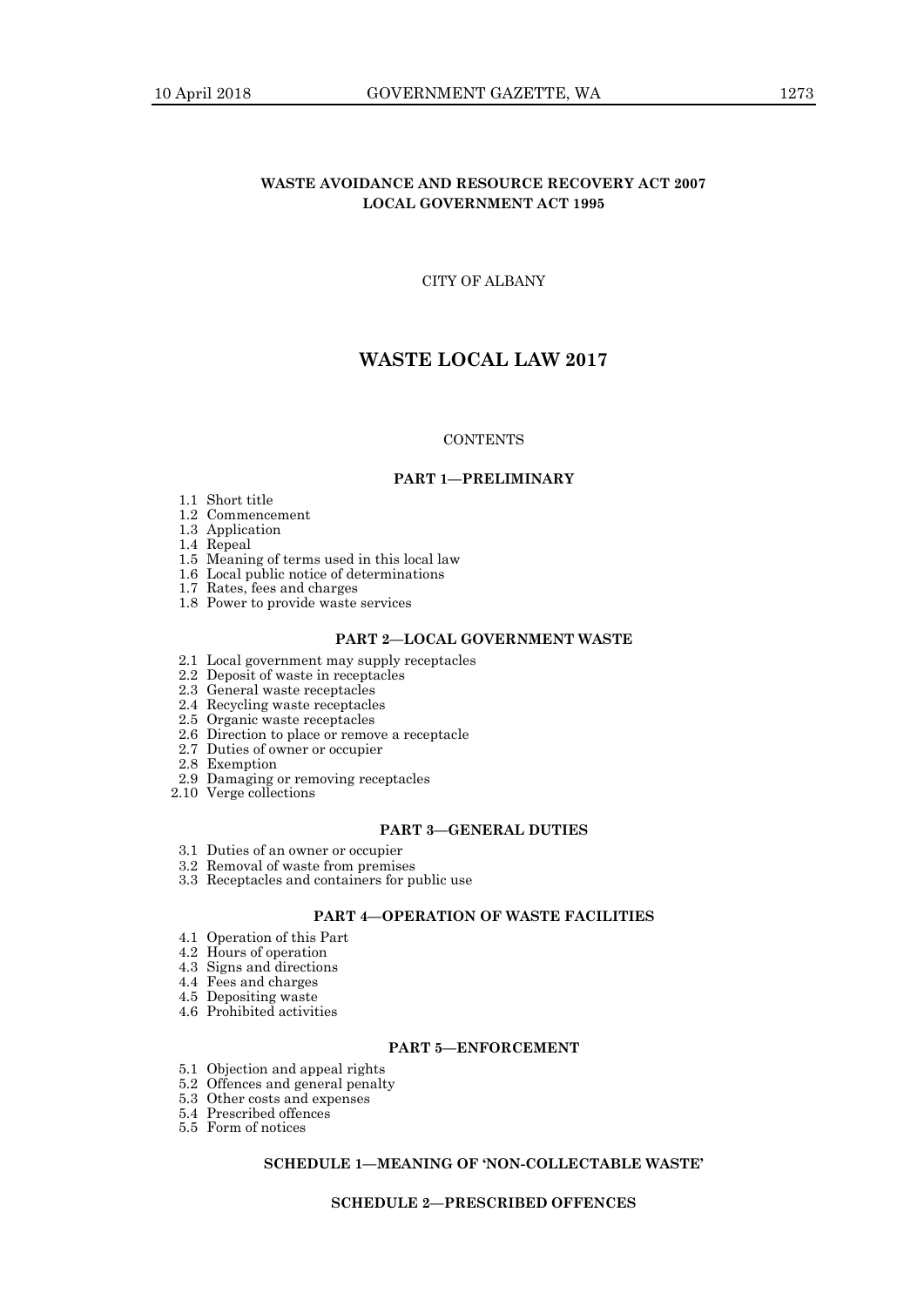**WASTE AVOIDANCE AND RESOURCE RECOVERY ACT 2007**
**LOCAL GOVERNMENT ACT 1995**

CITY OF ALBANY

# WASTE LOCAL LAW 2017

CONTENTS

## PART 1—PRELIMINARY

1.1 Short title
1.2 Commencement
1.3 Application
1.4 Repeal
1.5 Meaning of terms used in this local law
1.6 Local public notice of determinations
1.7 Rates, fees and charges
1.8 Power to provide waste services

## PART 2—LOCAL GOVERNMENT WASTE

2.1 Local government may supply receptacles
2.2 Deposit of waste in receptacles
2.3 General waste receptacles
2.4 Recycling waste receptacles
2.5 Organic waste receptacles
2.6 Direction to place or remove a receptacle
2.7 Duties of owner or occupier
2.8 Exemption
2.9 Damaging or removing receptacles
2.10 Verge collections

## PART 3—GENERAL DUTIES

3.1 Duties of an owner or occupier
3.2 Removal of waste from premises
3.3 Receptacles and containers for public use

## PART 4—OPERATION OF WASTE FACILITIES

4.1 Operation of this Part
4.2 Hours of operation
4.3 Signs and directions
4.4 Fees and charges
4.5 Depositing waste
4.6 Prohibited activities

## PART 5—ENFORCEMENT

5.1 Objection and appeal rights
5.2 Offences and general penalty
5.3 Other costs and expenses
5.4 Prescribed offences
5.5 Form of notices

## SCHEDULE 1—MEANING OF 'NON-COLLECTABLE WASTE'

## SCHEDULE 2—PRESCRIBED OFFENCES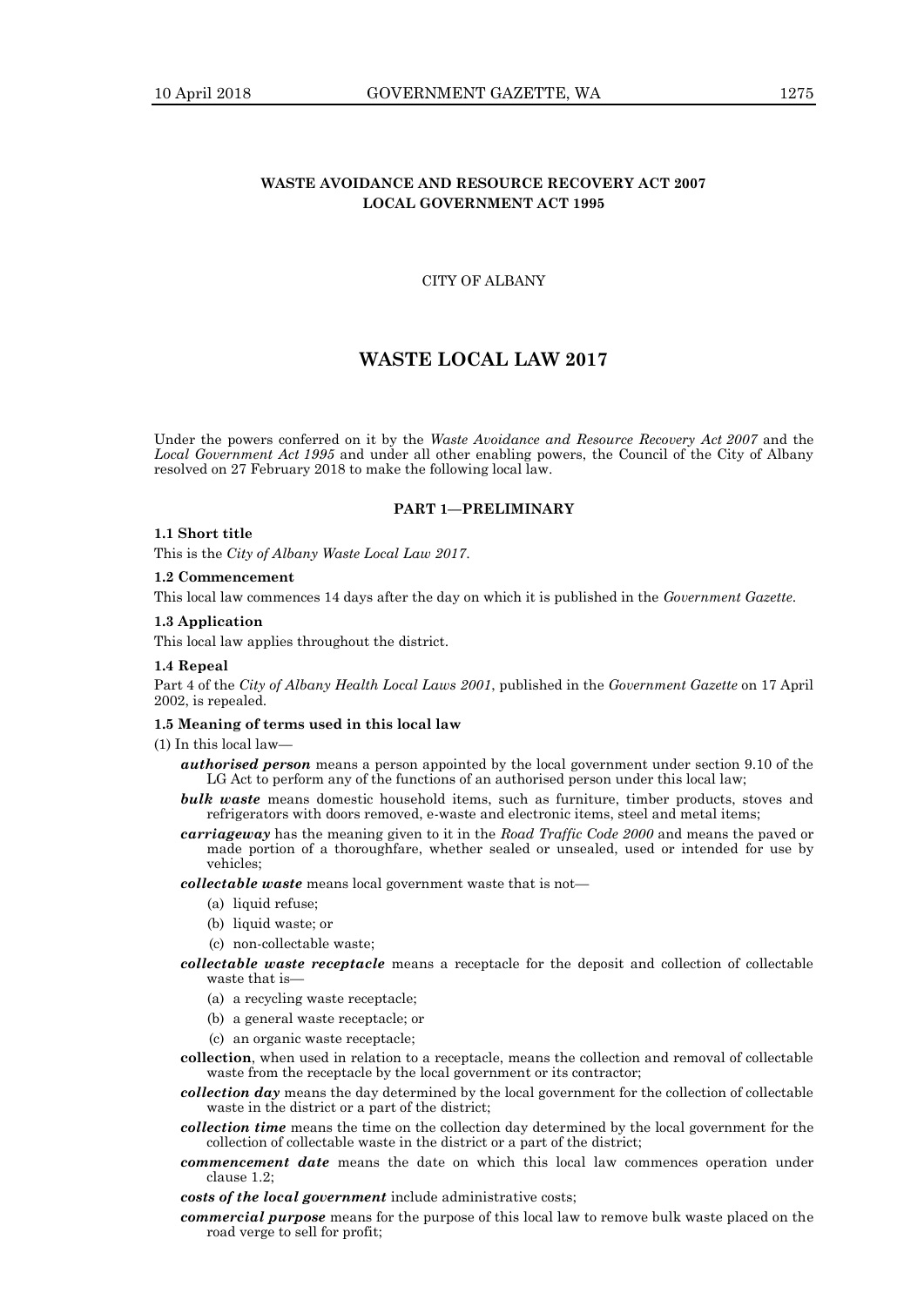**WASTE AVOIDANCE AND RESOURCE RECOVERY ACT 2007**
**LOCAL GOVERNMENT ACT 1995**

CITY OF ALBANY

# WASTE LOCAL LAW 2017

Under the powers conferred on it by the *Waste Avoidance and Resource Recovery Act 2007* and the *Local Government Act 1995* and under all other enabling powers, the Council of the City of Albany resolved on 27 February 2018 to make the following local law.

## PART 1—PRELIMINARY

### 1.1 Short title

This is the *City of Albany Waste Local Law 2017*.

### 1.2 Commencement

This local law commences 14 days after the day on which it is published in the *Government Gazette*.

### 1.3 Application

This local law applies throughout the district.

### 1.4 Repeal

Part 4 of the *City of Albany Health Local Laws 2001*, published in the *Government Gazette* on 17 April 2002, is repealed.

### 1.5 Meaning of terms used in this local law

(1) In this local law—

***authorised person*** means a person appointed by the local government under section 9.10 of the LG Act to perform any of the functions of an authorised person under this local law;

***bulk waste*** means domestic household items, such as furniture, timber products, stoves and refrigerators with doors removed, e-waste and electronic items, steel and metal items;

***carriageway*** has the meaning given to it in the *Road Traffic Code 2000* and means the paved or made portion of a thoroughfare, whether sealed or unsealed, used or intended for use by vehicles;

***collectable waste*** means local government waste that is not—

- (a) liquid refuse;
- (b) liquid waste; or
- (c) non-collectable waste;

***collectable waste receptacle*** means a receptacle for the deposit and collection of collectable waste that is—

- (a) a recycling waste receptacle;
- (b) a general waste receptacle; or
- (c) an organic waste receptacle;

**collection**, when used in relation to a receptacle, means the collection and removal of collectable waste from the receptacle by the local government or its contractor;

***collection day*** means the day determined by the local government for the collection of collectable waste in the district or a part of the district;

***collection time*** means the time on the collection day determined by the local government for the collection of collectable waste in the district or a part of the district;

***commencement date*** means the date on which this local law commences operation under clause 1.2;

***costs of the local government*** include administrative costs;

***commercial purpose*** means for the purpose of this local law to remove bulk waste placed on the road verge to sell for profit;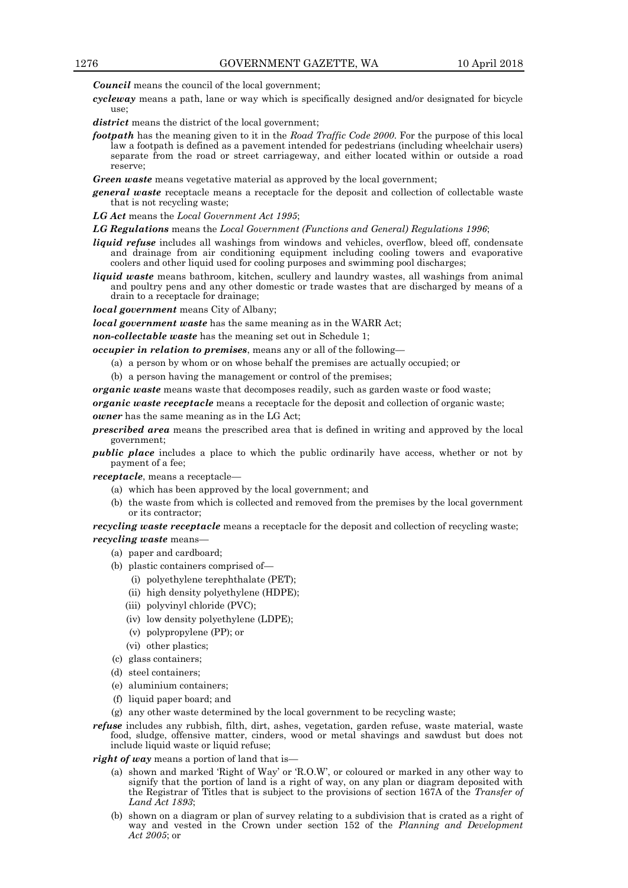***Council*** means the council of the local government;

***cycleway*** means a path, lane or way which is specifically designed and/or designated for bicycle use;

***district*** means the district of the local government;

***footpath*** has the meaning given to it in the *Road Traffic Code 2000*. For the purpose of this local law a footpath is defined as a pavement intended for pedestrians (including wheelchair users) separate from the road or street carriageway, and either located within or outside a road reserve;

***Green waste*** means vegetative material as approved by the local government;

***general waste*** receptacle means a receptacle for the deposit and collection of collectable waste that is not recycling waste;

***LG Act*** means the *Local Government Act 1995*;

***LG Regulations*** means the *Local Government (Functions and General) Regulations 1996*;

***liquid refuse*** includes all washings from windows and vehicles, overflow, bleed off, condensate and drainage from air conditioning equipment including cooling towers and evaporative coolers and other liquid used for cooling purposes and swimming pool discharges;

***liquid waste*** means bathroom, kitchen, scullery and laundry wastes, all washings from animal and poultry pens and any other domestic or trade wastes that are discharged by means of a drain to a receptacle for drainage;

***local government*** means City of Albany;

***local government waste*** has the same meaning as in the WARR Act;

***non-collectable waste*** has the meaning set out in Schedule 1;

***occupier in relation to premises***, means any or all of the following—

(a) a person by whom or on whose behalf the premises are actually occupied; or

(b) a person having the management or control of the premises;

***organic waste*** means waste that decomposes readily, such as garden waste or food waste;

***organic waste receptacle*** means a receptacle for the deposit and collection of organic waste;

***owner*** has the same meaning as in the LG Act;

***prescribed area*** means the prescribed area that is defined in writing and approved by the local government;

***public place*** includes a place to which the public ordinarily have access, whether or not by payment of a fee;

***receptacle***, means a receptacle—

(a) which has been approved by the local government; and

(b) the waste from which is collected and removed from the premises by the local government or its contractor;

***recycling waste receptacle*** means a receptacle for the deposit and collection of recycling waste;

***recycling waste*** means—

(a) paper and cardboard;

(b) plastic containers comprised of—

(i) polyethylene terephthalate (PET);

(ii) high density polyethylene (HDPE);

(iii) polyvinyl chloride (PVC);

(iv) low density polyethylene (LDPE);

(v) polypropylene (PP); or

(vi) other plastics;

(c) glass containers;

(d) steel containers;

(e) aluminium containers;

(f) liquid paper board; and

(g) any other waste determined by the local government to be recycling waste;

***refuse*** includes any rubbish, filth, dirt, ashes, vegetation, garden refuse, waste material, waste food, sludge, offensive matter, cinders, wood or metal shavings and sawdust but does not include liquid waste or liquid refuse;

***right of way*** means a portion of land that is—

(a) shown and marked 'Right of Way' or 'R.O.W', or coloured or marked in any other way to signify that the portion of land is a right of way, on any plan or diagram deposited with the Registrar of Titles that is subject to the provisions of section 167A of the *Transfer of Land Act 1893*;

(b) shown on a diagram or plan of survey relating to a subdivision that is crated as a right of way and vested in the Crown under section 152 of the *Planning and Development Act 2005*; or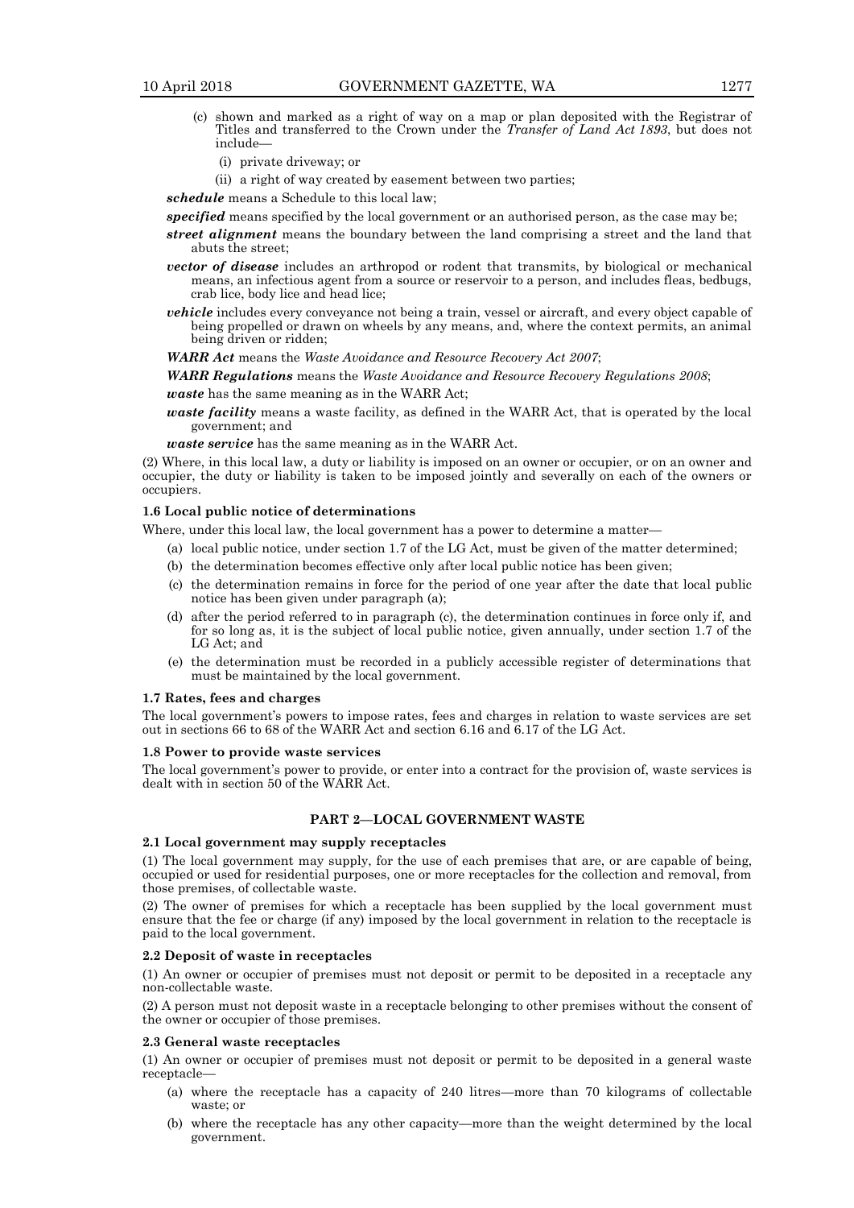(c) shown and marked as a right of way on a map or plan deposited with the Registrar of Titles and transferred to the Crown under the *Transfer of Land Act 1893*, but does not include—

(i) private driveway; or

(ii) a right of way created by easement between two parties;

***schedule*** means a Schedule to this local law;

***specified*** means specified by the local government or an authorised person, as the case may be;

***street alignment*** means the boundary between the land comprising a street and the land that abuts the street;

***vector of disease*** includes an arthropod or rodent that transmits, by biological or mechanical means, an infectious agent from a source or reservoir to a person, and includes fleas, bedbugs, crab lice, body lice and head lice;

***vehicle*** includes every conveyance not being a train, vessel or aircraft, and every object capable of being propelled or drawn on wheels by any means, and, where the context permits, an animal being driven or ridden;

***WARR Act*** means the *Waste Avoidance and Resource Recovery Act 2007*;

***WARR Regulations*** means the *Waste Avoidance and Resource Recovery Regulations 2008*;

***waste*** has the same meaning as in the WARR Act;

***waste facility*** means a waste facility, as defined in the WARR Act, that is operated by the local government; and

***waste service*** has the same meaning as in the WARR Act.

(2) Where, in this local law, a duty or liability is imposed on an owner or occupier, or on an owner and occupier, the duty or liability is taken to be imposed jointly and severally on each of the owners or occupiers.

**1.6 Local public notice of determinations**

Where, under this local law, the local government has a power to determine a matter—

(a) local public notice, under section 1.7 of the LG Act, must be given of the matter determined;

(b) the determination becomes effective only after local public notice has been given;

(c) the determination remains in force for the period of one year after the date that local public notice has been given under paragraph (a);

(d) after the period referred to in paragraph (c), the determination continues in force only if, and for so long as, it is the subject of local public notice, given annually, under section 1.7 of the LG Act; and

(e) the determination must be recorded in a publicly accessible register of determinations that must be maintained by the local government.

**1.7 Rates, fees and charges**

The local government's powers to impose rates, fees and charges in relation to waste services are set out in sections 66 to 68 of the WARR Act and section 6.16 and 6.17 of the LG Act.

**1.8 Power to provide waste services**

The local government's power to provide, or enter into a contract for the provision of, waste services is dealt with in section 50 of the WARR Act.

## PART 2—LOCAL GOVERNMENT WASTE

**2.1 Local government may supply receptacles**

(1) The local government may supply, for the use of each premises that are, or are capable of being, occupied or used for residential purposes, one or more receptacles for the collection and removal, from those premises, of collectable waste.

(2) The owner of premises for which a receptacle has been supplied by the local government must ensure that the fee or charge (if any) imposed by the local government in relation to the receptacle is paid to the local government.

**2.2 Deposit of waste in receptacles**

(1) An owner or occupier of premises must not deposit or permit to be deposited in a receptacle any non-collectable waste.

(2) A person must not deposit waste in a receptacle belonging to other premises without the consent of the owner or occupier of those premises.

**2.3 General waste receptacles**

(1) An owner or occupier of premises must not deposit or permit to be deposited in a general waste receptacle—

(a) where the receptacle has a capacity of 240 litres—more than 70 kilograms of collectable waste; or

(b) where the receptacle has any other capacity—more than the weight determined by the local government.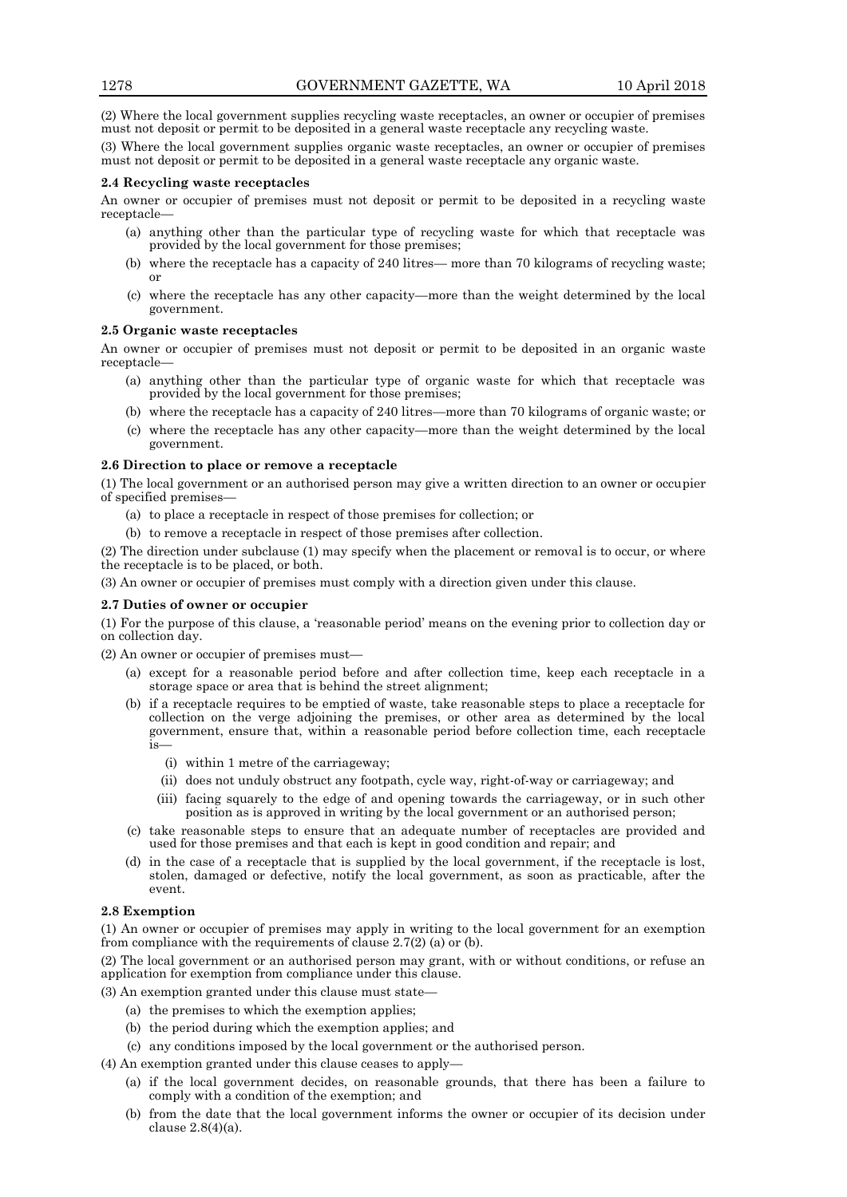(2) Where the local government supplies recycling waste receptacles, an owner or occupier of premises must not deposit or permit to be deposited in a general waste receptacle any recycling waste.

(3) Where the local government supplies organic waste receptacles, an owner or occupier of premises must not deposit or permit to be deposited in a general waste receptacle any organic waste.

**2.4 Recycling waste receptacles**

An owner or occupier of premises must not deposit or permit to be deposited in a recycling waste receptacle—

- (a) anything other than the particular type of recycling waste for which that receptacle was provided by the local government for those premises;
- (b) where the receptacle has a capacity of 240 litres— more than 70 kilograms of recycling waste; or
- (c) where the receptacle has any other capacity—more than the weight determined by the local government.

**2.5 Organic waste receptacles**

An owner or occupier of premises must not deposit or permit to be deposited in an organic waste receptacle—

- (a) anything other than the particular type of organic waste for which that receptacle was provided by the local government for those premises;
- (b) where the receptacle has a capacity of 240 litres—more than 70 kilograms of organic waste; or
- (c) where the receptacle has any other capacity—more than the weight determined by the local government.

**2.6 Direction to place or remove a receptacle**

(1) The local government or an authorised person may give a written direction to an owner or occupier of specified premises—

- (a) to place a receptacle in respect of those premises for collection; or
- (b) to remove a receptacle in respect of those premises after collection.

(2) The direction under subclause (1) may specify when the placement or removal is to occur, or where the receptacle is to be placed, or both.

(3) An owner or occupier of premises must comply with a direction given under this clause.

**2.7 Duties of owner or occupier**

(1) For the purpose of this clause, a 'reasonable period' means on the evening prior to collection day or on collection day.

(2) An owner or occupier of premises must—

- (a) except for a reasonable period before and after collection time, keep each receptacle in a storage space or area that is behind the street alignment;
- (b) if a receptacle requires to be emptied of waste, take reasonable steps to place a receptacle for collection on the verge adjoining the premises, or other area as determined by the local government, ensure that, within a reasonable period before collection time, each receptacle is—
  - (i) within 1 metre of the carriageway;
  - (ii) does not unduly obstruct any footpath, cycle way, right-of-way or carriageway; and
  - (iii) facing squarely to the edge of and opening towards the carriageway, or in such other position as is approved in writing by the local government or an authorised person;
- (c) take reasonable steps to ensure that an adequate number of receptacles are provided and used for those premises and that each is kept in good condition and repair; and
- (d) in the case of a receptacle that is supplied by the local government, if the receptacle is lost, stolen, damaged or defective, notify the local government, as soon as practicable, after the event.

**2.8 Exemption**

(1) An owner or occupier of premises may apply in writing to the local government for an exemption from compliance with the requirements of clause 2.7(2) (a) or (b).

(2) The local government or an authorised person may grant, with or without conditions, or refuse an application for exemption from compliance under this clause.

(3) An exemption granted under this clause must state—

- (a) the premises to which the exemption applies;
- (b) the period during which the exemption applies; and
- (c) any conditions imposed by the local government or the authorised person.

(4) An exemption granted under this clause ceases to apply—

- (a) if the local government decides, on reasonable grounds, that there has been a failure to comply with a condition of the exemption; and
- (b) from the date that the local government informs the owner or occupier of its decision under clause 2.8(4)(a).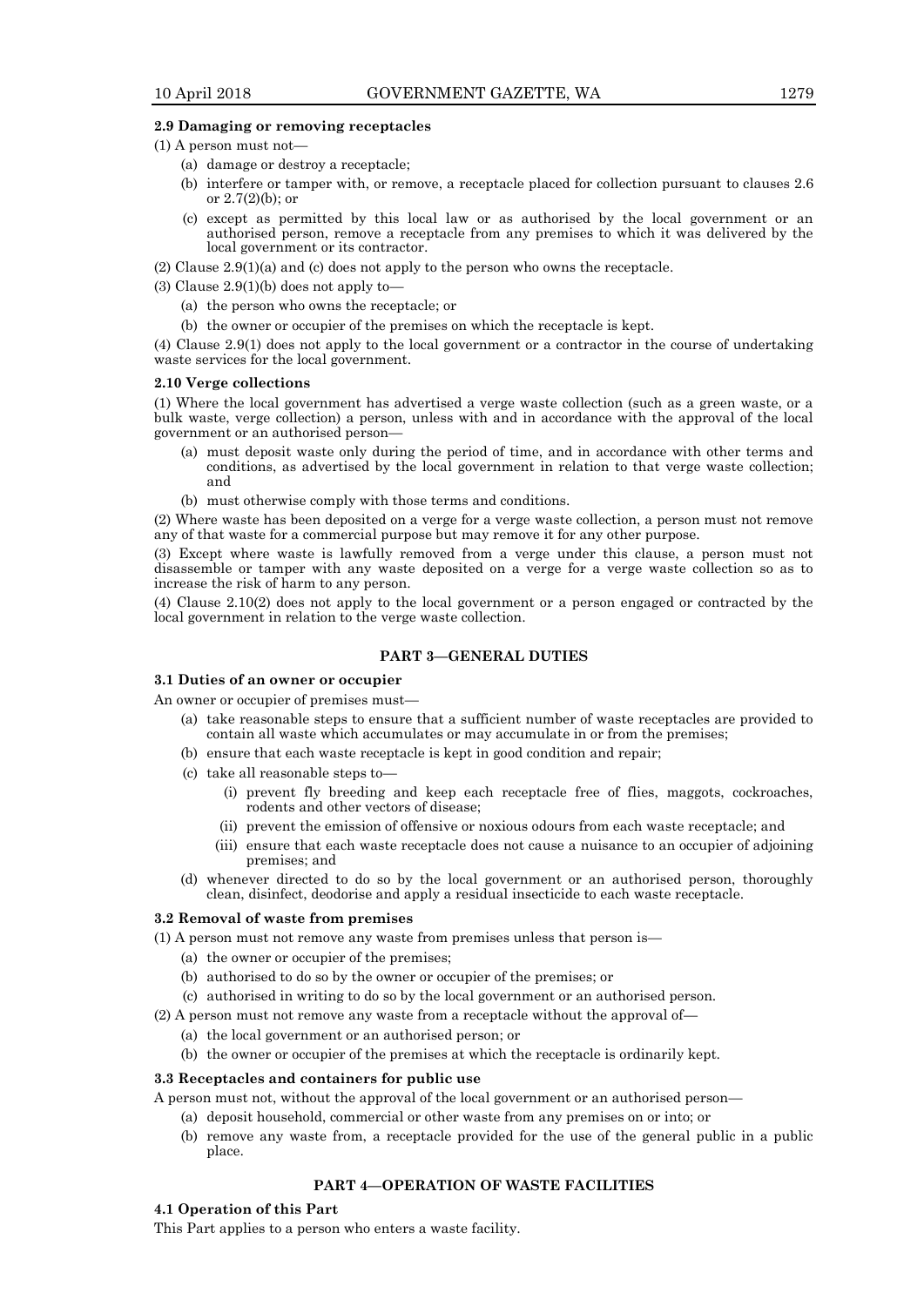**2.9 Damaging or removing receptacles**

(1) A person must not—

(a) damage or destroy a receptacle;

(b) interfere or tamper with, or remove, a receptacle placed for collection pursuant to clauses 2.6 or 2.7(2)(b); or

(c) except as permitted by this local law or as authorised by the local government or an authorised person, remove a receptacle from any premises to which it was delivered by the local government or its contractor.

(2) Clause 2.9(1)(a) and (c) does not apply to the person who owns the receptacle.

(3) Clause 2.9(1)(b) does not apply to—

(a) the person who owns the receptacle; or

(b) the owner or occupier of the premises on which the receptacle is kept.

(4) Clause 2.9(1) does not apply to the local government or a contractor in the course of undertaking waste services for the local government.

**2.10 Verge collections**

(1) Where the local government has advertised a verge waste collection (such as a green waste, or a bulk waste, verge collection) a person, unless with and in accordance with the approval of the local government or an authorised person—

(a) must deposit waste only during the period of time, and in accordance with other terms and conditions, as advertised by the local government in relation to that verge waste collection; and

(b) must otherwise comply with those terms and conditions.

(2) Where waste has been deposited on a verge for a verge waste collection, a person must not remove any of that waste for a commercial purpose but may remove it for any other purpose.

(3) Except where waste is lawfully removed from a verge under this clause, a person must not disassemble or tamper with any waste deposited on a verge for a verge waste collection so as to increase the risk of harm to any person.

(4) Clause 2.10(2) does not apply to the local government or a person engaged or contracted by the local government in relation to the verge waste collection.

## PART 3—GENERAL DUTIES

**3.1 Duties of an owner or occupier**

An owner or occupier of premises must—

(a) take reasonable steps to ensure that a sufficient number of waste receptacles are provided to contain all waste which accumulates or may accumulate in or from the premises;

(b) ensure that each waste receptacle is kept in good condition and repair;

(c) take all reasonable steps to—

(i) prevent fly breeding and keep each receptacle free of flies, maggots, cockroaches, rodents and other vectors of disease;

(ii) prevent the emission of offensive or noxious odours from each waste receptacle; and

(iii) ensure that each waste receptacle does not cause a nuisance to an occupier of adjoining premises; and

(d) whenever directed to do so by the local government or an authorised person, thoroughly clean, disinfect, deodorise and apply a residual insecticide to each waste receptacle.

**3.2 Removal of waste from premises**

(1) A person must not remove any waste from premises unless that person is—

(a) the owner or occupier of the premises;

(b) authorised to do so by the owner or occupier of the premises; or

(c) authorised in writing to do so by the local government or an authorised person.

(2) A person must not remove any waste from a receptacle without the approval of—

(a) the local government or an authorised person; or

(b) the owner or occupier of the premises at which the receptacle is ordinarily kept.

**3.3 Receptacles and containers for public use**

A person must not, without the approval of the local government or an authorised person—

(a) deposit household, commercial or other waste from any premises on or into; or

(b) remove any waste from, a receptacle provided for the use of the general public in a public place.

## PART 4—OPERATION OF WASTE FACILITIES

**4.1 Operation of this Part**

This Part applies to a person who enters a waste facility.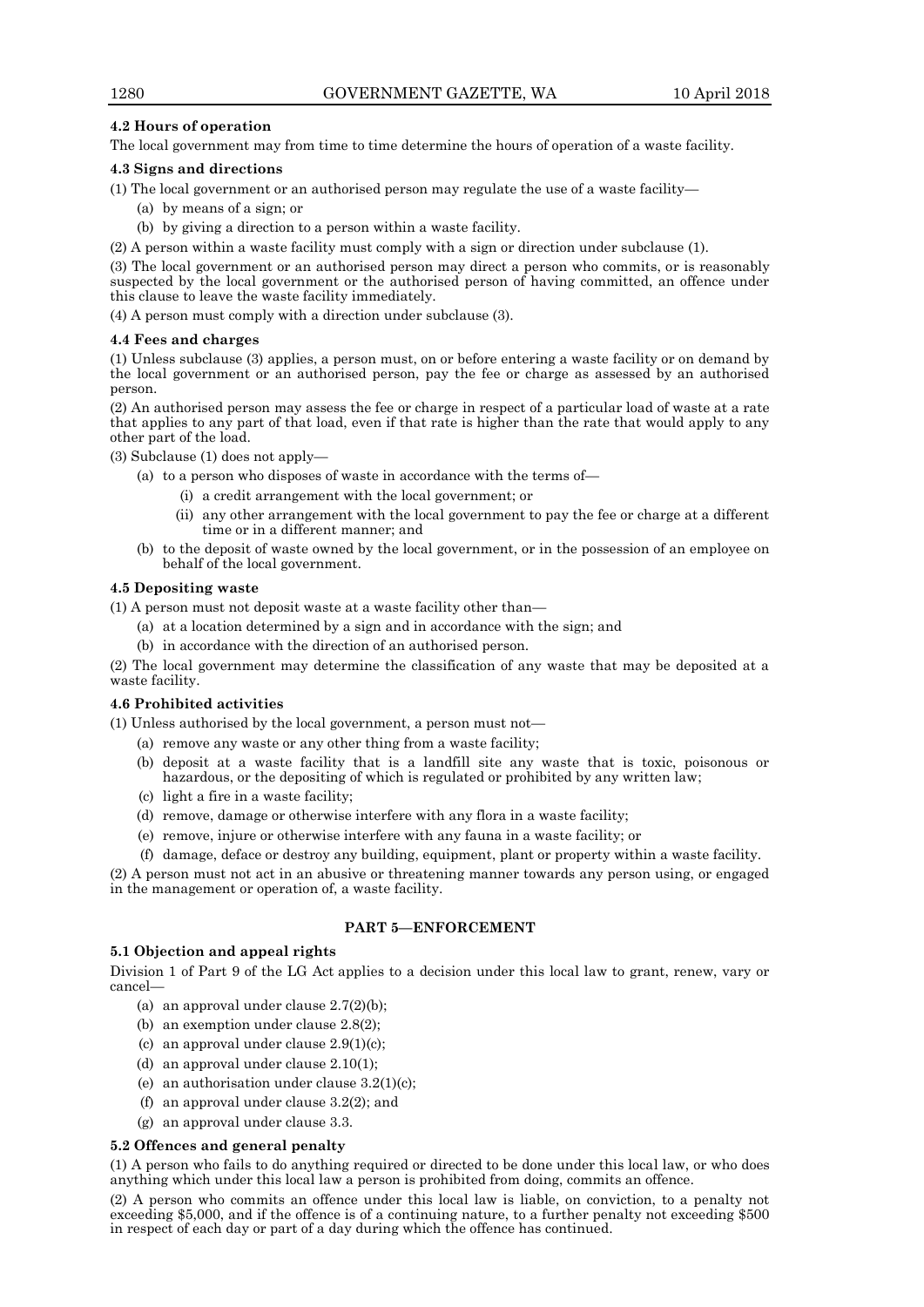**4.2 Hours of operation**

The local government may from time to time determine the hours of operation of a waste facility.

**4.3 Signs and directions**

(1) The local government or an authorised person may regulate the use of a waste facility—

- (a) by means of a sign; or
- (b) by giving a direction to a person within a waste facility.

(2) A person within a waste facility must comply with a sign or direction under subclause (1).

(3) The local government or an authorised person may direct a person who commits, or is reasonably suspected by the local government or the authorised person of having committed, an offence under this clause to leave the waste facility immediately.

(4) A person must comply with a direction under subclause (3).

**4.4 Fees and charges**

(1) Unless subclause (3) applies, a person must, on or before entering a waste facility or on demand by the local government or an authorised person, pay the fee or charge as assessed by an authorised person.

(2) An authorised person may assess the fee or charge in respect of a particular load of waste at a rate that applies to any part of that load, even if that rate is higher than the rate that would apply to any other part of the load.

(3) Subclause (1) does not apply—

- (a) to a person who disposes of waste in accordance with the terms of—
  - (i) a credit arrangement with the local government; or
  - (ii) any other arrangement with the local government to pay the fee or charge at a different time or in a different manner; and
- (b) to the deposit of waste owned by the local government, or in the possession of an employee on behalf of the local government.

**4.5 Depositing waste**

(1) A person must not deposit waste at a waste facility other than—

- (a) at a location determined by a sign and in accordance with the sign; and
- (b) in accordance with the direction of an authorised person.

(2) The local government may determine the classification of any waste that may be deposited at a waste facility.

**4.6 Prohibited activities**

(1) Unless authorised by the local government, a person must not—

- (a) remove any waste or any other thing from a waste facility;
- (b) deposit at a waste facility that is a landfill site any waste that is toxic, poisonous or hazardous, or the depositing of which is regulated or prohibited by any written law;
- (c) light a fire in a waste facility;
- (d) remove, damage or otherwise interfere with any flora in a waste facility;
- (e) remove, injure or otherwise interfere with any fauna in a waste facility; or
- (f) damage, deface or destroy any building, equipment, plant or property within a waste facility.

(2) A person must not act in an abusive or threatening manner towards any person using, or engaged in the management or operation of, a waste facility.

## PART 5—ENFORCEMENT

**5.1 Objection and appeal rights**

Division 1 of Part 9 of the LG Act applies to a decision under this local law to grant, renew, vary or cancel—

- (a) an approval under clause 2.7(2)(b);
- (b) an exemption under clause 2.8(2);
- (c) an approval under clause 2.9(1)(c);
- (d) an approval under clause 2.10(1);
- (e) an authorisation under clause 3.2(1)(c);
- (f) an approval under clause 3.2(2); and
- (g) an approval under clause 3.3.

**5.2 Offences and general penalty**

(1) A person who fails to do anything required or directed to be done under this local law, or who does anything which under this local law a person is prohibited from doing, commits an offence.

(2) A person who commits an offence under this local law is liable, on conviction, to a penalty not exceeding $5,000, and if the offence is of a continuing nature, to a further penalty not exceeding $500 in respect of each day or part of a day during which the offence has continued.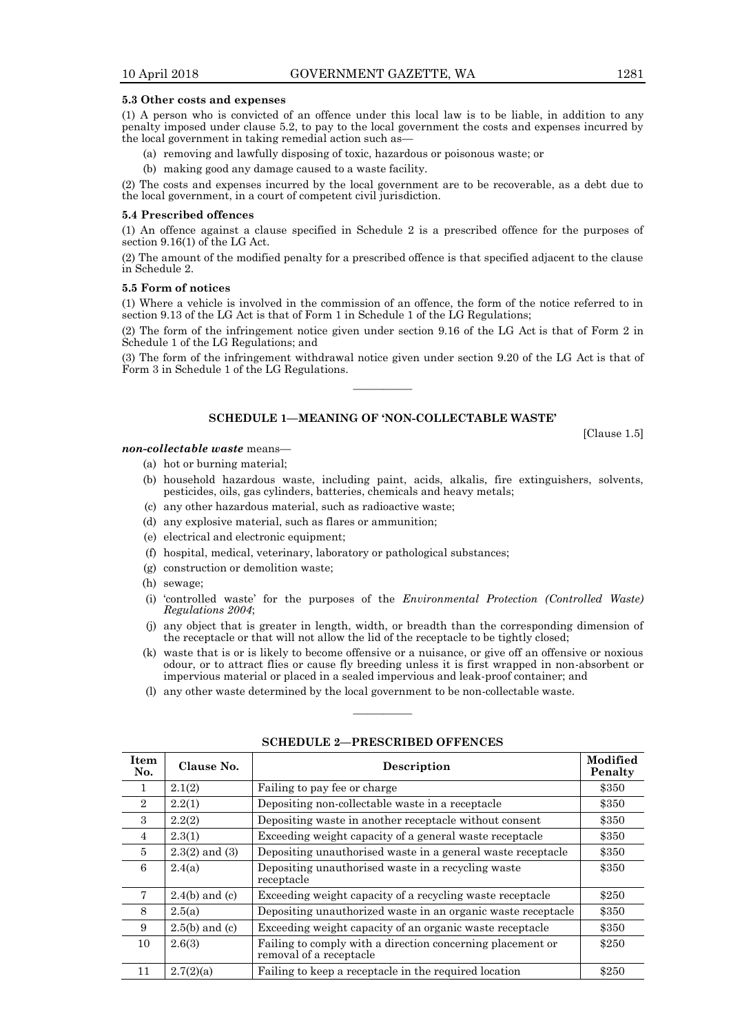#### 5.3 Other costs and expenses

(1) A person who is convicted of an offence under this local law is to be liable, in addition to any penalty imposed under clause 5.2, to pay to the local government the costs and expenses incurred by the local government in taking remedial action such as—

- (a) removing and lawfully disposing of toxic, hazardous or poisonous waste; or
- (b) making good any damage caused to a waste facility.

(2) The costs and expenses incurred by the local government are to be recoverable, as a debt due to the local government, in a court of competent civil jurisdiction.

#### 5.4 Prescribed offences

(1) An offence against a clause specified in Schedule 2 is a prescribed offence for the purposes of section 9.16(1) of the LG Act.

(2) The amount of the modified penalty for a prescribed offence is that specified adjacent to the clause in Schedule 2.

#### 5.5 Form of notices

(1) Where a vehicle is involved in the commission of an offence, the form of the notice referred to in section 9.13 of the LG Act is that of Form 1 in Schedule 1 of the LG Regulations;

(2) The form of the infringement notice given under section 9.16 of the LG Act is that of Form 2 in Schedule 1 of the LG Regulations; and

(3) The form of the infringement withdrawal notice given under section 9.20 of the LG Act is that of Form 3 in Schedule 1 of the LG Regulations.

———————

### SCHEDULE 1—MEANING OF 'NON-COLLECTABLE WASTE'

[Clause 1.5]

***non-collectable waste*** means—

- (a) hot or burning material;
- (b) household hazardous waste, including paint, acids, alkalis, fire extinguishers, solvents, pesticides, oils, gas cylinders, batteries, chemicals and heavy metals;
- (c) any other hazardous material, such as radioactive waste;
- (d) any explosive material, such as flares or ammunition;
- (e) electrical and electronic equipment;
- (f) hospital, medical, veterinary, laboratory or pathological substances;
- (g) construction or demolition waste;
- (h) sewage;
- (i) 'controlled waste' for the purposes of the *Environmental Protection (Controlled Waste) Regulations 2004*;
- (j) any object that is greater in length, width, or breadth than the corresponding dimension of the receptacle or that will not allow the lid of the receptacle to be tightly closed;
- (k) waste that is or is likely to become offensive or a nuisance, or give off an offensive or noxious odour, or to attract flies or cause fly breeding unless it is first wrapped in non-absorbent or impervious material or placed in a sealed impervious and leak-proof container; and
- (l) any other waste determined by the local government to be non-collectable waste.

———————

### SCHEDULE 2—PRESCRIBED OFFENCES

| Item No. | Clause No. | Description | Modified Penalty |
|---|---|---|---|
| 1 | 2.1(2) | Failing to pay fee or charge | $350 |
| 2 | 2.2(1) | Depositing non-collectable waste in a receptacle | $350 |
| 3 | 2.2(2) | Depositing waste in another receptacle without consent | $350 |
| 4 | 2.3(1) | Exceeding weight capacity of a general waste receptacle | $350 |
| 5 | 2.3(2) and (3) | Depositing unauthorised waste in a general waste receptacle | $350 |
| 6 | 2.4(a) | Depositing unauthorised waste in a recycling waste receptacle | $350 |
| 7 | 2.4(b) and (c) | Exceeding weight capacity of a recycling waste receptacle | $250 |
| 8 | 2.5(a) | Depositing unauthorized waste in an organic waste receptacle | $350 |
| 9 | 2.5(b) and (c) | Exceeding weight capacity of an organic waste receptacle | $350 |
| 10 | 2.6(3) | Failing to comply with a direction concerning placement or removal of a receptacle | $250 |
| 11 | 2.7(2)(a) | Failing to keep a receptacle in the required location | $250 |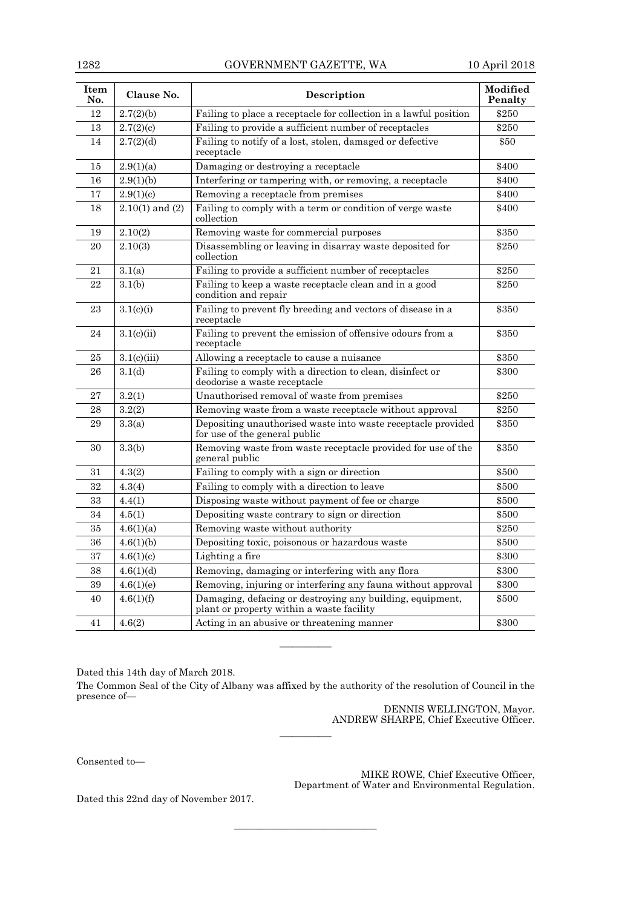| Item No. | Clause No. | Description | Modified Penalty |
|---|---|---|---|
| 12 | 2.7(2)(b) | Failing to place a receptacle for collection in a lawful position | $250 |
| 13 | 2.7(2)(c) | Failing to provide a sufficient number of receptacles | $250 |
| 14 | 2.7(2)(d) | Failing to notify of a lost, stolen, damaged or defective receptacle | $50 |
| 15 | 2.9(1)(a) | Damaging or destroying a receptacle | $400 |
| 16 | 2.9(1)(b) | Interfering or tampering with, or removing, a receptacle | $400 |
| 17 | 2.9(1)(c) | Removing a receptacle from premises | $400 |
| 18 | 2.10(1) and (2) | Failing to comply with a term or condition of verge waste collection | $400 |
| 19 | 2.10(2) | Removing waste for commercial purposes | $350 |
| 20 | 2.10(3) | Disassembling or leaving in disarray waste deposited for collection | $250 |
| 21 | 3.1(a) | Failing to provide a sufficient number of receptacles | $250 |
| 22 | 3.1(b) | Failing to keep a waste receptacle clean and in a good condition and repair | $250 |
| 23 | 3.1(c)(i) | Failing to prevent fly breeding and vectors of disease in a receptacle | $350 |
| 24 | 3.1(c)(ii) | Failing to prevent the emission of offensive odours from a receptacle | $350 |
| 25 | 3.1(c)(iii) | Allowing a receptacle to cause a nuisance | $350 |
| 26 | 3.1(d) | Failing to comply with a direction to clean, disinfect or deodorise a waste receptacle | $300 |
| 27 | 3.2(1) | Unauthorised removal of waste from premises | $250 |
| 28 | 3.2(2) | Removing waste from a waste receptacle without approval | $250 |
| 29 | 3.3(a) | Depositing unauthorised waste into waste receptacle provided for use of the general public | $350 |
| 30 | 3.3(b) | Removing waste from waste receptacle provided for use of the general public | $350 |
| 31 | 4.3(2) | Failing to comply with a sign or direction | $500 |
| 32 | 4.3(4) | Failing to comply with a direction to leave | $500 |
| 33 | 4.4(1) | Disposing waste without payment of fee or charge | $500 |
| 34 | 4.5(1) | Depositing waste contrary to sign or direction | $500 |
| 35 | 4.6(1)(a) | Removing waste without authority | $250 |
| 36 | 4.6(1)(b) | Depositing toxic, poisonous or hazardous waste | $500 |
| 37 | 4.6(1)(c) | Lighting a fire | $300 |
| 38 | 4.6(1)(d) | Removing, damaging or interfering with any flora | $300 |
| 39 | 4.6(1)(e) | Removing, injuring or interfering any fauna without approval | $300 |
| 40 | 4.6(1)(f) | Damaging, defacing or destroying any building, equipment, plant or property within a waste facility | $500 |
| 41 | 4.6(2) | Acting in an abusive or threatening manner | $300 |

———————

Dated this 14th day of March 2018.

The Common Seal of the City of Albany was affixed by the authority of the resolution of Council in the presence of—

DENNIS WELLINGTON, Mayor.
ANDREW SHARPE, Chief Executive Officer.

———————

Consented to—

MIKE ROWE, Chief Executive Officer,
Department of Water and Environmental Regulation.

Dated this 22nd day of November 2017.

———————————